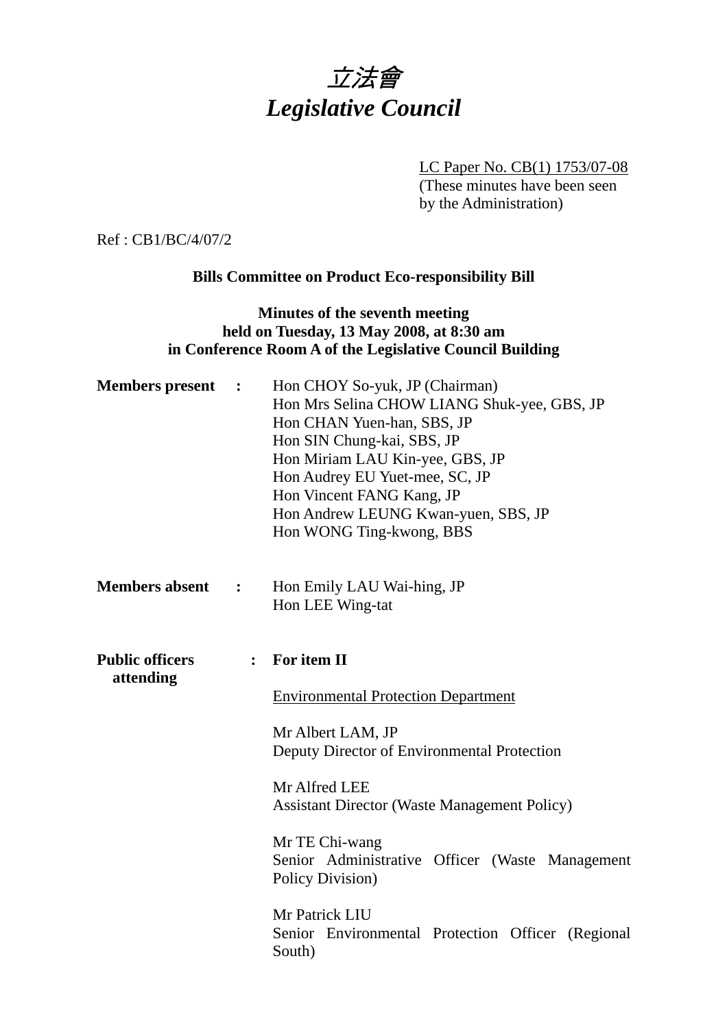# *立法會*
# *Legislative Council*

LC Paper No. CB(1) 1753/07-08
(These minutes have been seen by the Administration)

Ref : CB1/BC/4/07/2

**Bills Committee on Product Eco-responsibility Bill**

**Minutes of the seventh meeting**
**held on Tuesday, 13 May 2008, at 8:30 am**
**in Conference Room A of the Legislative Council Building**

**Members present :**

Hon CHOY So-yuk, JP (Chairman)
Hon Mrs Selina CHOW LIANG Shuk-yee, GBS, JP
Hon CHAN Yuen-han, SBS, JP
Hon SIN Chung-kai, SBS, JP
Hon Miriam LAU Kin-yee, GBS, JP
Hon Audrey EU Yuet-mee, SC, JP
Hon Vincent FANG Kang, JP
Hon Andrew LEUNG Kwan-yuen, SBS, JP
Hon WONG Ting-kwong, BBS

**Members absent :**

Hon Emily LAU Wai-hing, JP
Hon LEE Wing-tat

**Public officers attending :**

**For item II**

Environmental Protection Department

Mr Albert LAM, JP
Deputy Director of Environmental Protection

Mr Alfred LEE
Assistant Director (Waste Management Policy)

Mr TE Chi-wang
Senior Administrative Officer (Waste Management Policy Division)

Mr Patrick LIU
Senior Environmental Protection Officer (Regional South)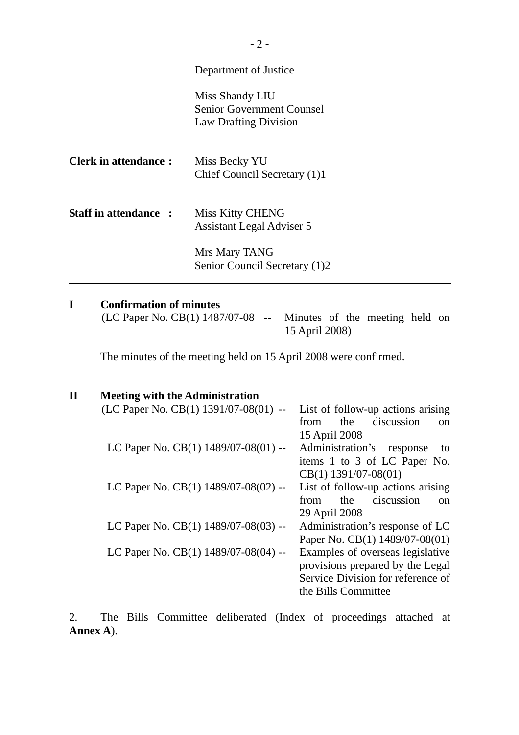Department of Justice

Miss Shandy LIU
Senior Government Counsel
Law Drafting Division

**Clerk in attendance :** Miss Becky YU
Chief Council Secretary (1)1

**Staff in attendance :** Miss Kitty CHENG
Assistant Legal Adviser 5

Mrs Mary TANG
Senior Council Secretary (1)2

---

**I Confirmation of minutes**

(LC Paper No. CB(1) 1487/07-08 -- Minutes of the meeting held on 15 April 2008)

The minutes of the meeting held on 15 April 2008 were confirmed.

**II Meeting with the Administration**

(LC Paper No. CB(1) 1391/07-08(01) -- List of follow-up actions arising from the discussion on 15 April 2008

LC Paper No. CB(1) 1489/07-08(01) -- Administration's response to items 1 to 3 of LC Paper No. CB(1) 1391/07-08(01)

LC Paper No. CB(1) 1489/07-08(02) -- List of follow-up actions arising from the discussion on 29 April 2008

LC Paper No. CB(1) 1489/07-08(03) -- Administration's response of LC Paper No. CB(1) 1489/07-08(01)

LC Paper No. CB(1) 1489/07-08(04) -- Examples of overseas legislative provisions prepared by the Legal Service Division for reference of the Bills Committee

2. The Bills Committee deliberated (Index of proceedings attached at **Annex A**).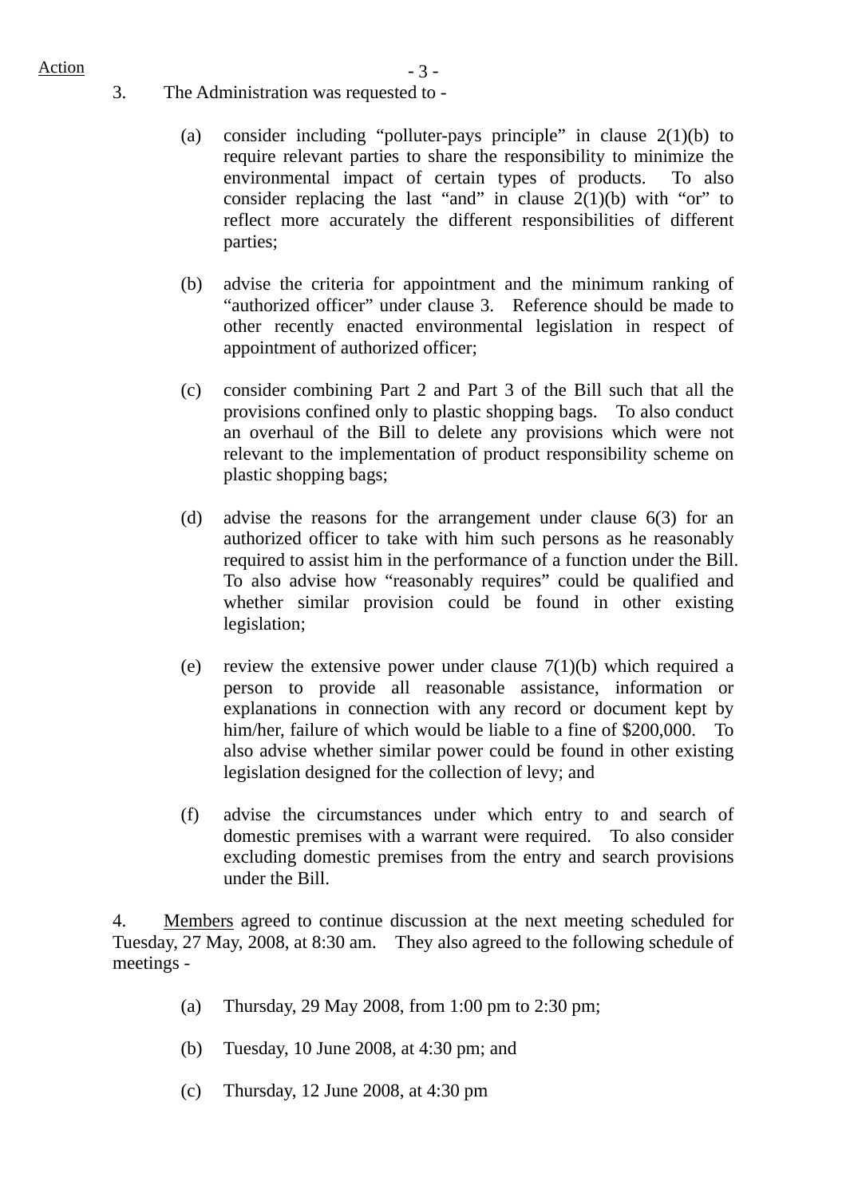Action

3. The Administration was requested to -

   (a) consider including "polluter-pays principle" in clause 2(1)(b) to require relevant parties to share the responsibility to minimize the environmental impact of certain types of products. To also consider replacing the last "and" in clause 2(1)(b) with "or" to reflect more accurately the different responsibilities of different parties;

   (b) advise the criteria for appointment and the minimum ranking of "authorized officer" under clause 3. Reference should be made to other recently enacted environmental legislation in respect of appointment of authorized officer;

   (c) consider combining Part 2 and Part 3 of the Bill such that all the provisions confined only to plastic shopping bags. To also conduct an overhaul of the Bill to delete any provisions which were not relevant to the implementation of product responsibility scheme on plastic shopping bags;

   (d) advise the reasons for the arrangement under clause 6(3) for an authorized officer to take with him such persons as he reasonably required to assist him in the performance of a function under the Bill. To also advise how "reasonably requires" could be qualified and whether similar provision could be found in other existing legislation;

   (e) review the extensive power under clause 7(1)(b) which required a person to provide all reasonable assistance, information or explanations in connection with any record or document kept by him/her, failure of which would be liable to a fine of $200,000. To also advise whether similar power could be found in other existing legislation designed for the collection of levy; and

   (f) advise the circumstances under which entry to and search of domestic premises with a warrant were required. To also consider excluding domestic premises from the entry and search provisions under the Bill.

4. Members agreed to continue discussion at the next meeting scheduled for Tuesday, 27 May, 2008, at 8:30 am. They also agreed to the following schedule of meetings -

   (a) Thursday, 29 May 2008, from 1:00 pm to 2:30 pm;

   (b) Tuesday, 10 June 2008, at 4:30 pm; and

   (c) Thursday, 12 June 2008, at 4:30 pm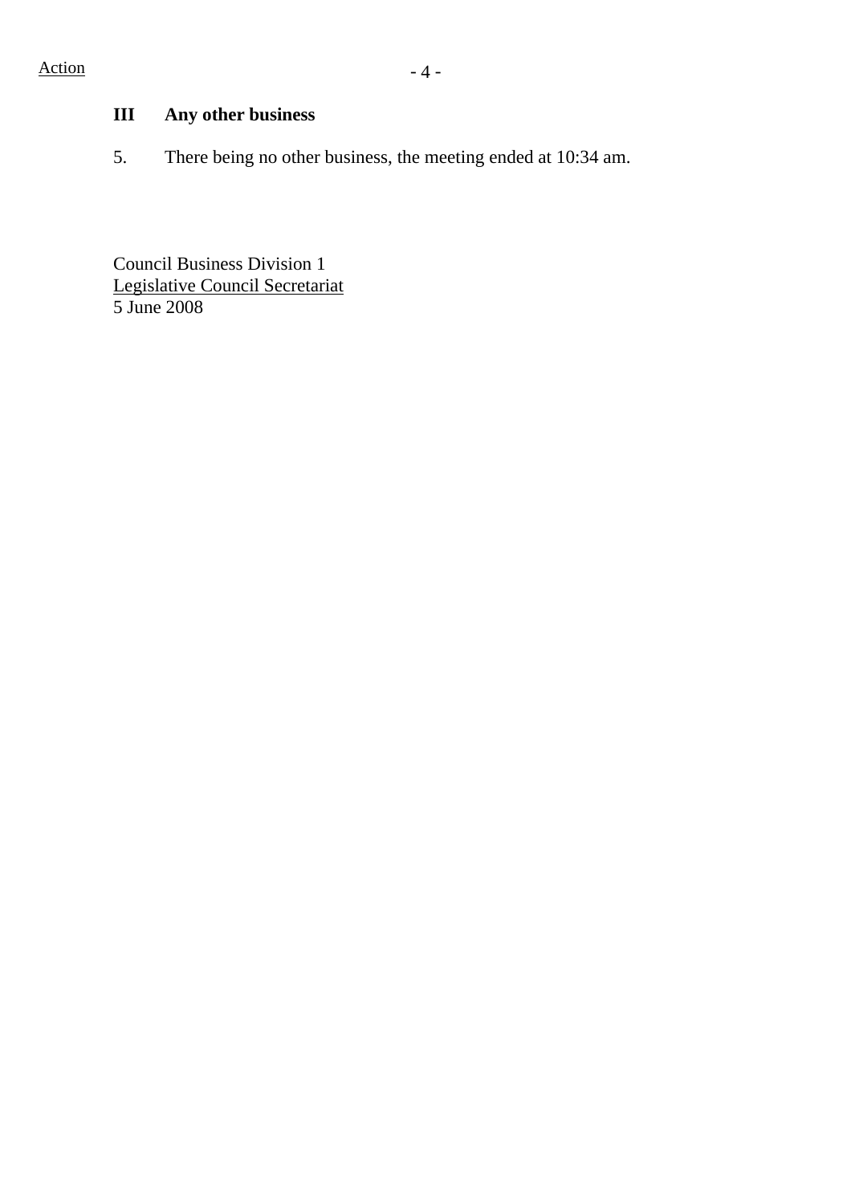Action

## III Any other business

5. There being no other business, the meeting ended at 10:34 am.

Council Business Division 1
Legislative Council Secretariat
5 June 2008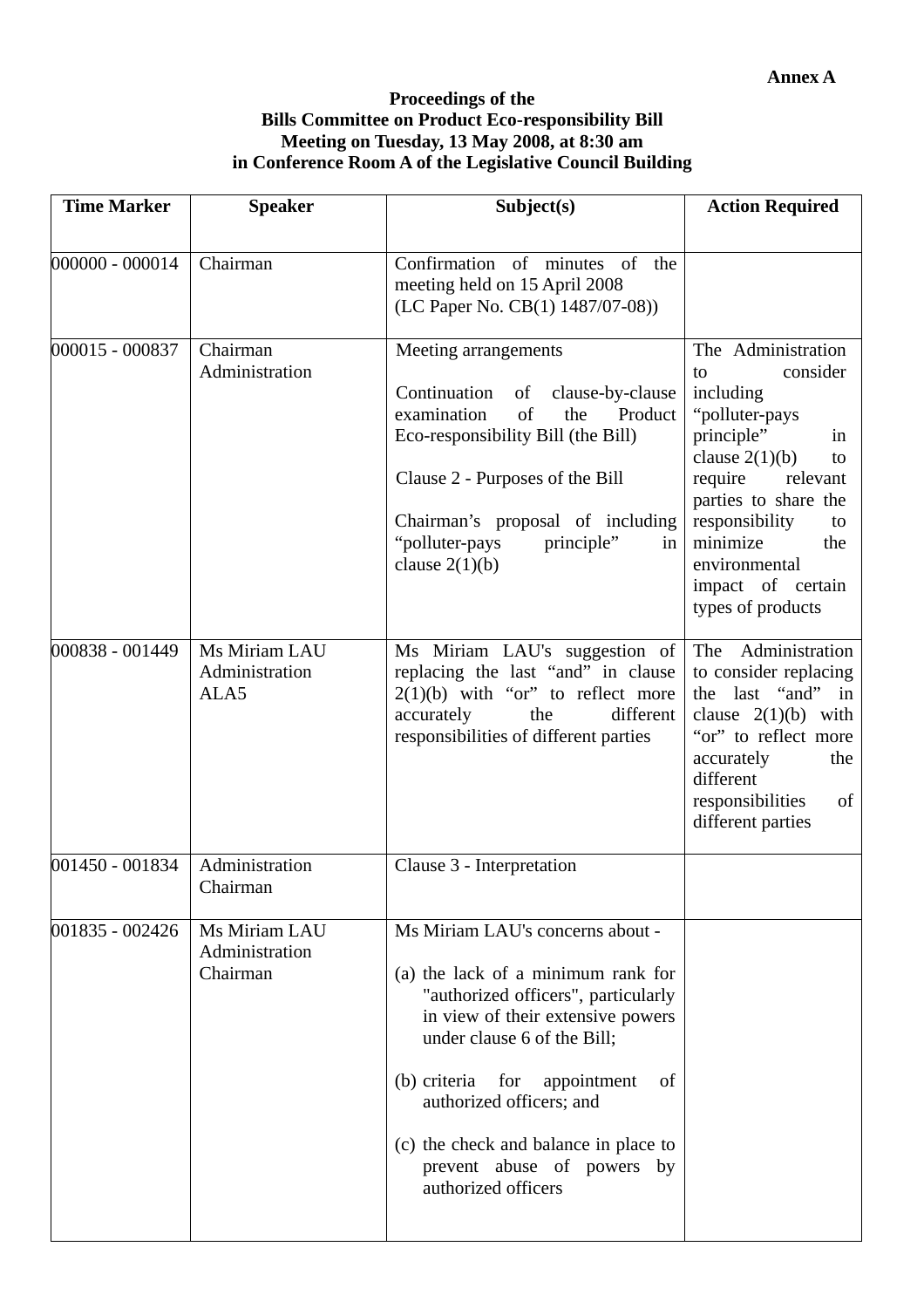**Annex A**

**Proceedings of the**
**Bills Committee on Product Eco-responsibility Bill**
**Meeting on Tuesday, 13 May 2008, at 8:30 am**
**in Conference Room A of the Legislative Council Building**

| Time Marker | Speaker | Subject(s) | Action Required |
|---|---|---|---|
| 000000 - 000014 | Chairman | Confirmation of minutes of the meeting held on 15 April 2008<br>(LC Paper No. CB(1) 1487/07-08)) | |
| 000015 - 000837 | Chairman<br>Administration | Meeting arrangements<br><br>Continuation of clause-by-clause examination of the Product Eco-responsibility Bill (the Bill)<br><br>Clause 2 - Purposes of the Bill<br><br>Chairman's proposal of including "polluter-pays principle" in clause 2(1)(b) | The Administration to consider including "polluter-pays principle" in clause 2(1)(b) to require relevant parties to share the responsibility to minimize the environmental impact of certain types of products |
| 000838 - 001449 | Ms Miriam LAU<br>Administration<br>ALA5 | Ms Miriam LAU's suggestion of replacing the last "and" in clause 2(1)(b) with "or" to reflect more accurately the different responsibilities of different parties | The Administration to consider replacing the last "and" in clause 2(1)(b) with "or" to reflect more accurately the different responsibilities of different parties |
| 001450 - 001834 | Administration<br>Chairman | Clause 3 - Interpretation | |
| 001835 - 002426 | Ms Miriam LAU<br>Administration<br>Chairman | Ms Miriam LAU's concerns about -<br><br>(a) the lack of a minimum rank for "authorized officers", particularly in view of their extensive powers under clause 6 of the Bill;<br><br>(b) criteria for appointment of authorized officers; and<br><br>(c) the check and balance in place to prevent abuse of powers by authorized officers | |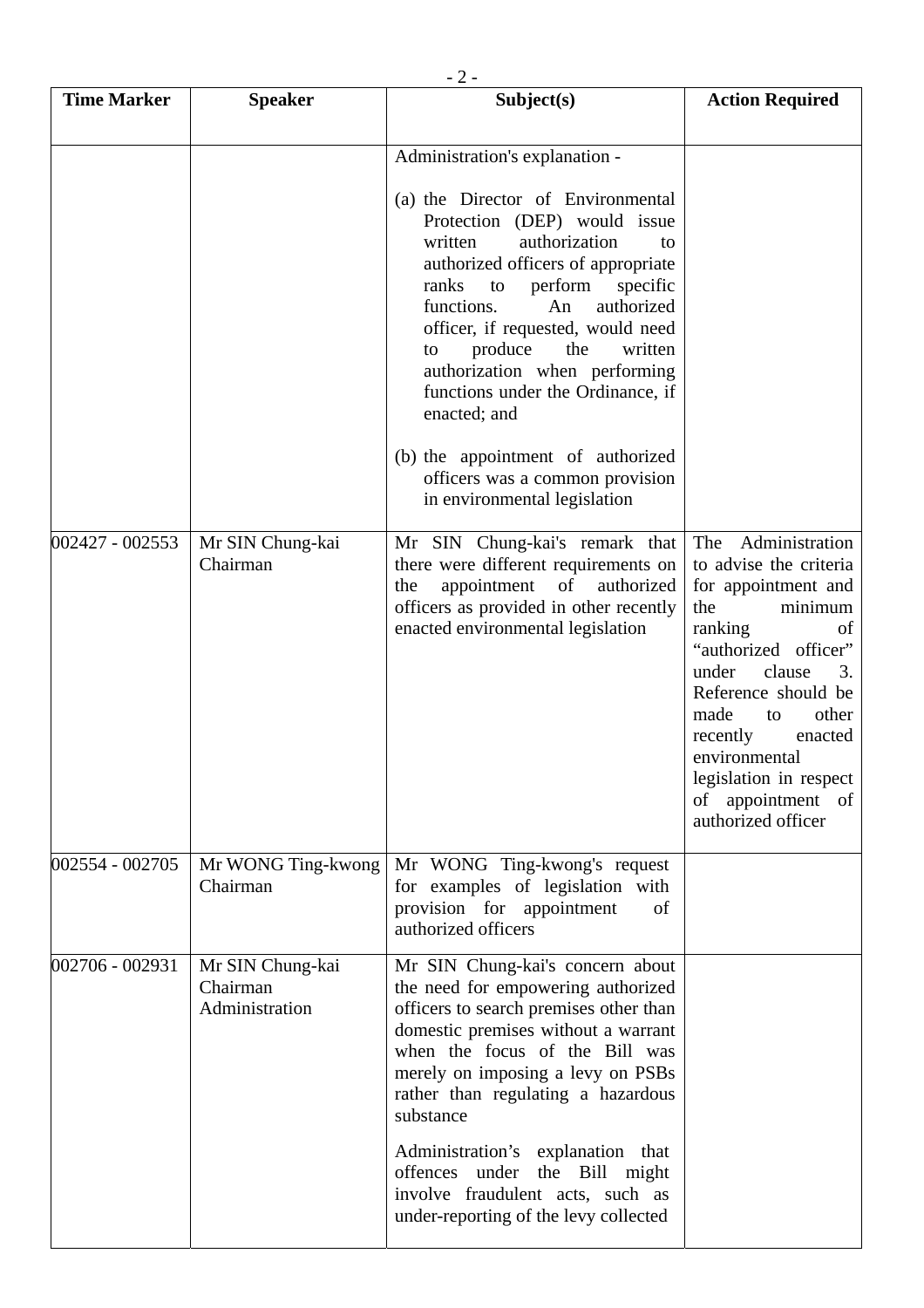| Time Marker | Speaker | Subject(s) | Action Required |
|---|---|---|---|
| | | Administration's explanation - <br><br> (a) the Director of Environmental Protection (DEP) would issue written authorization to authorized officers of appropriate ranks to perform specific functions. An authorized officer, if requested, would need to produce the written authorization when performing functions under the Ordinance, if enacted; and <br><br> (b) the appointment of authorized officers was a common provision in environmental legislation | |
| 002427 - 002553 | Mr SIN Chung-kai <br> Chairman | Mr SIN Chung-kai's remark that there were different requirements on the appointment of authorized officers as provided in other recently enacted environmental legislation | The Administration to advise the criteria for appointment and the minimum ranking of "authorized officer" under clause 3. Reference should be made to other recently enacted environmental legislation in respect of appointment of authorized officer |
| 002554 - 002705 | Mr WONG Ting-kwong <br> Chairman | Mr WONG Ting-kwong's request for examples of legislation with provision for appointment of authorized officers | |
| 002706 - 002931 | Mr SIN Chung-kai <br> Chairman <br> Administration | Mr SIN Chung-kai's concern about the need for empowering authorized officers to search premises other than domestic premises without a warrant when the focus of the Bill was merely on imposing a levy on PSBs rather than regulating a hazardous substance <br><br> Administration's explanation that offences under the Bill might involve fraudulent acts, such as under-reporting of the levy collected | |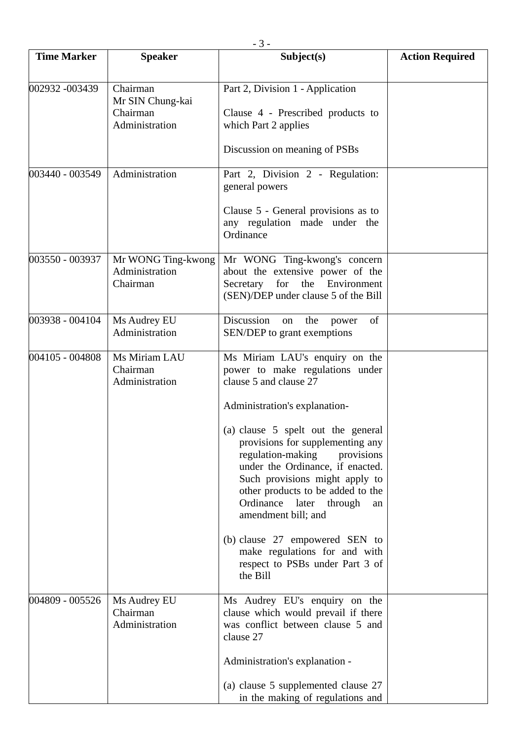| Time Marker | Speaker | Subject(s) | Action Required |
|---|---|---|---|
| 002932 -003439 | Chairman<br>Mr SIN Chung-kai<br>Chairman<br>Administration | Part 2, Division 1 - Application<br><br>Clause 4 - Prescribed products to which Part 2 applies<br><br>Discussion on meaning of PSBs | |
| 003440 - 003549 | Administration | Part 2, Division 2 - Regulation: general powers<br><br>Clause 5 - General provisions as to any regulation made under the Ordinance | |
| 003550 - 003937 | Mr WONG Ting-kwong<br>Administration<br>Chairman | Mr WONG Ting-kwong's concern about the extensive power of the Secretary for the Environment (SEN)/DEP under clause 5 of the Bill | |
| 003938 - 004104 | Ms Audrey EU<br>Administration | Discussion on the power of SEN/DEP to grant exemptions | |
| 004105 - 004808 | Ms Miriam LAU<br>Chairman<br>Administration | Ms Miriam LAU's enquiry on the power to make regulations under clause 5 and clause 27<br><br>Administration's explanation-<br><br>(a) clause 5 spelt out the general provisions for supplementing any regulation-making provisions under the Ordinance, if enacted. Such provisions might apply to other products to be added to the Ordinance later through an amendment bill; and<br><br>(b) clause 27 empowered SEN to make regulations for and with respect to PSBs under Part 3 of the Bill | |
| 004809 - 005526 | Ms Audrey EU<br>Chairman<br>Administration | Ms Audrey EU's enquiry on the clause which would prevail if there was conflict between clause 5 and clause 27<br><br>Administration's explanation -<br><br>(a) clause 5 supplemented clause 27 in the making of regulations and | |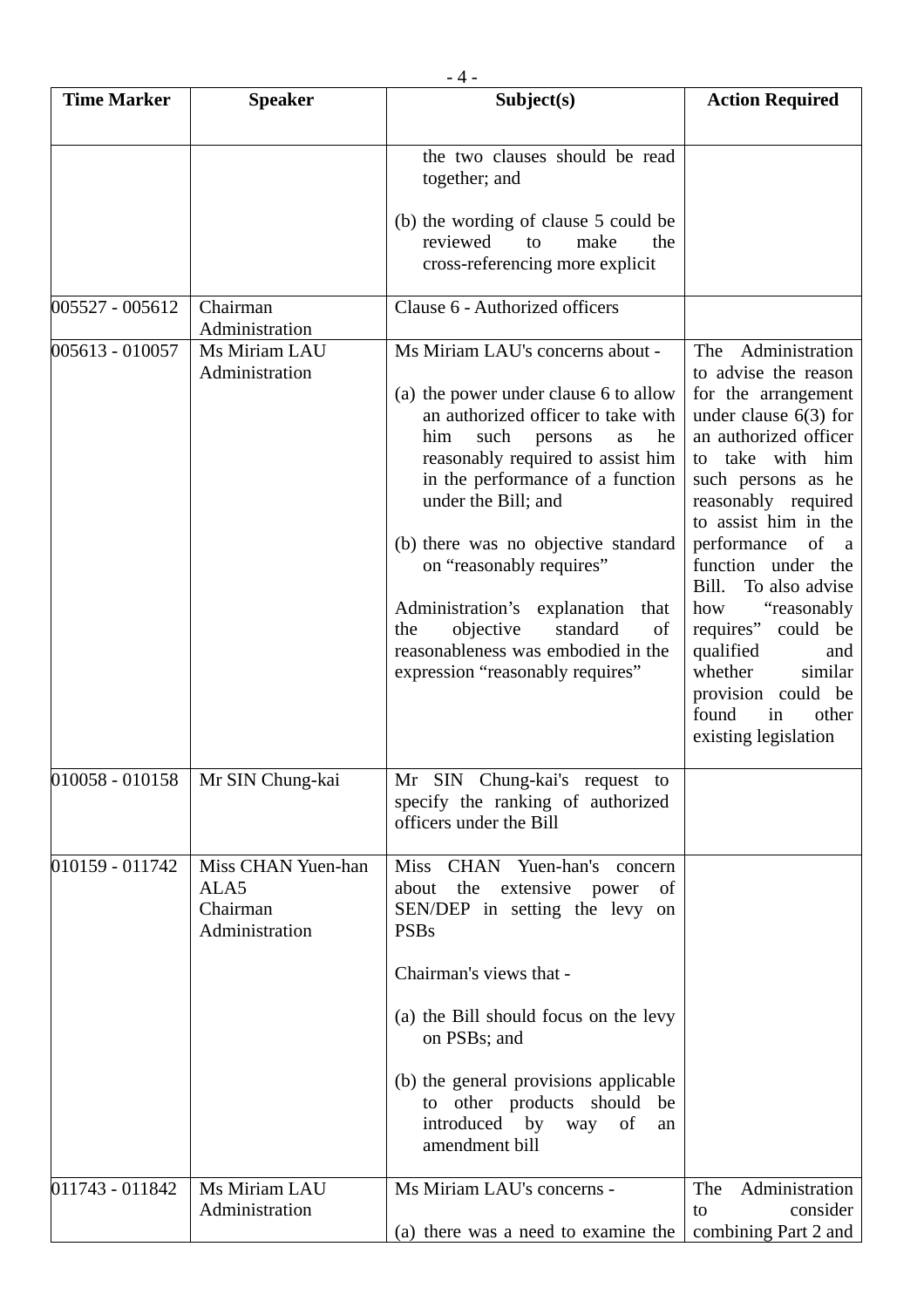| Time Marker | Speaker | Subject(s) | Action Required |
|---|---|---|---|
| | | the two clauses should be read together; and<br><br>(b) the wording of clause 5 could be reviewed to make the cross-referencing more explicit | |
| 005527 - 005612 | Chairman<br>Administration | Clause 6 - Authorized officers | |
| 005613 - 010057 | Ms Miriam LAU<br>Administration | Ms Miriam LAU's concerns about -<br><br>(a) the power under clause 6 to allow an authorized officer to take with him such persons as he reasonably required to assist him in the performance of a function under the Bill; and<br><br>(b) there was no objective standard on "reasonably requires"<br><br>Administration's explanation that the objective standard of reasonableness was embodied in the expression "reasonably requires" | The Administration to advise the reason for the arrangement under clause 6(3) for an authorized officer to take with him such persons as he reasonably required to assist him in the performance of a function under the Bill. To also advise how "reasonably requires" could be qualified and whether similar provision could be found in other existing legislation |
| 010058 - 010158 | Mr SIN Chung-kai | Mr SIN Chung-kai's request to specify the ranking of authorized officers under the Bill | |
| 010159 - 011742 | Miss CHAN Yuen-han<br>ALA5<br>Chairman<br>Administration | Miss CHAN Yuen-han's concern about the extensive power of SEN/DEP in setting the levy on PSBs<br><br>Chairman's views that -<br><br>(a) the Bill should focus on the levy on PSBs; and<br><br>(b) the general provisions applicable to other products should be introduced by way of an amendment bill | |
| 011743 - 011842 | Ms Miriam LAU<br>Administration | Ms Miriam LAU's concerns -<br><br>(a) there was a need to examine the | The Administration to consider combining Part 2 and |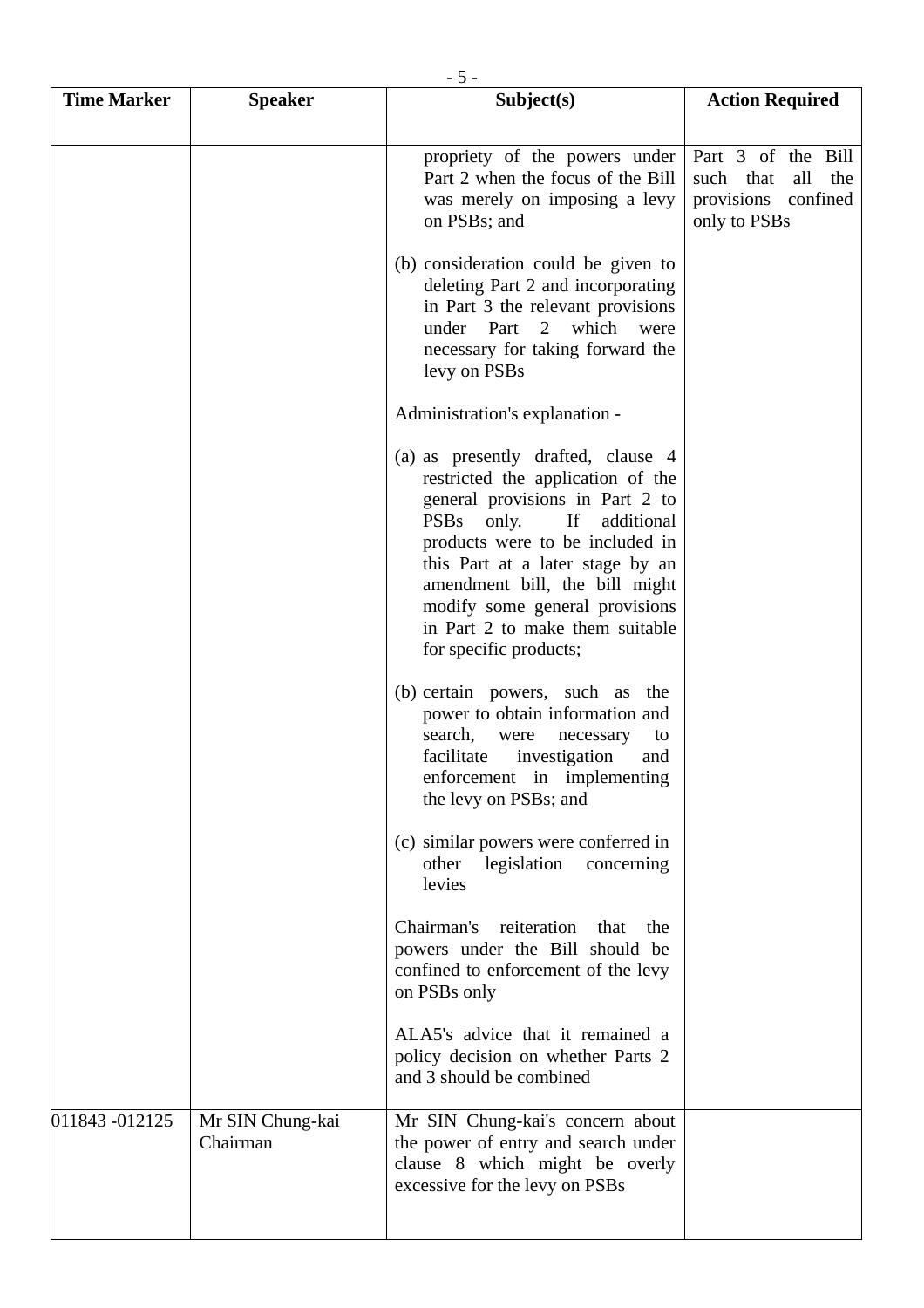| Time Marker | Speaker | Subject(s) | Action Required |
|---|---|---|---|
| | | propriety of the powers under Part 2 when the focus of the Bill was merely on imposing a levy on PSBs; and<br><br>(b) consideration could be given to deleting Part 2 and incorporating in Part 3 the relevant provisions under Part 2 which were necessary for taking forward the levy on PSBs<br><br>Administration's explanation -<br><br>(a) as presently drafted, clause 4 restricted the application of the general provisions in Part 2 to PSBs only. If additional products were to be included in this Part at a later stage by an amendment bill, the bill might modify some general provisions in Part 2 to make them suitable for specific products;<br><br>(b) certain powers, such as the power to obtain information and search, were necessary to facilitate investigation and enforcement in implementing the levy on PSBs; and<br><br>(c) similar powers were conferred in other legislation concerning levies<br><br>Chairman's reiteration that the powers under the Bill should be confined to enforcement of the levy on PSBs only<br><br>ALA5's advice that it remained a policy decision on whether Parts 2 and 3 should be combined | Part 3 of the Bill such that all the provisions confined only to PSBs |
| 011843 -012125 | Mr SIN Chung-kai<br>Chairman | Mr SIN Chung-kai's concern about the power of entry and search under clause 8 which might be overly excessive for the levy on PSBs | |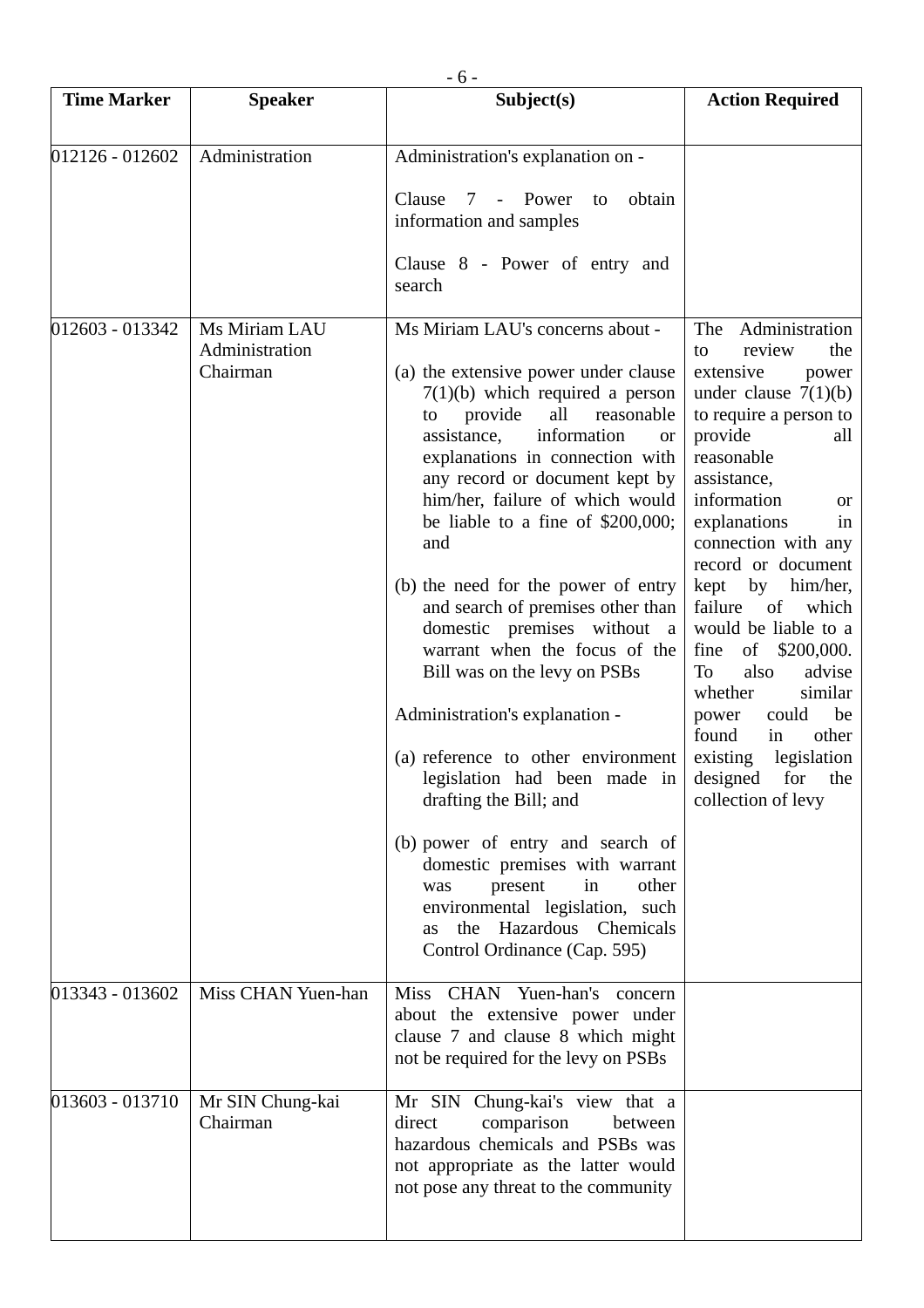| Time Marker | Speaker | Subject(s) | Action Required |
|---|---|---|---|
| 012126 - 012602 | Administration | Administration's explanation on - <br><br> Clause 7 - Power to obtain information and samples <br><br> Clause 8 - Power of entry and search | |
| 012603 - 013342 | Ms Miriam LAU <br> Administration <br> Chairman | Ms Miriam LAU's concerns about - <br><br> (a) the extensive power under clause 7(1)(b) which required a person to provide all reasonable assistance, information or explanations in connection with any record or document kept by him/her, failure of which would be liable to a fine of $200,000; and <br><br> (b) the need for the power of entry and search of premises other than domestic premises without a warrant when the focus of the Bill was on the levy on PSBs <br><br> Administration's explanation - <br><br> (a) reference to other environment legislation had been made in drafting the Bill; and <br><br> (b) power of entry and search of domestic premises with warrant was present in other environmental legislation, such as the Hazardous Chemicals Control Ordinance (Cap. 595) | The Administration to review the extensive power under clause 7(1)(b) to require a person to provide all reasonable assistance, information or explanations in connection with any record or document kept by him/her, failure of which would be liable to a fine of $200,000. To also advise whether similar power could be found in other existing legislation designed for the collection of levy |
| 013343 - 013602 | Miss CHAN Yuen-han | Miss CHAN Yuen-han's concern about the extensive power under clause 7 and clause 8 which might not be required for the levy on PSBs | |
| 013603 - 013710 | Mr SIN Chung-kai <br> Chairman | Mr SIN Chung-kai's view that a direct comparison between hazardous chemicals and PSBs was not appropriate as the latter would not pose any threat to the community | |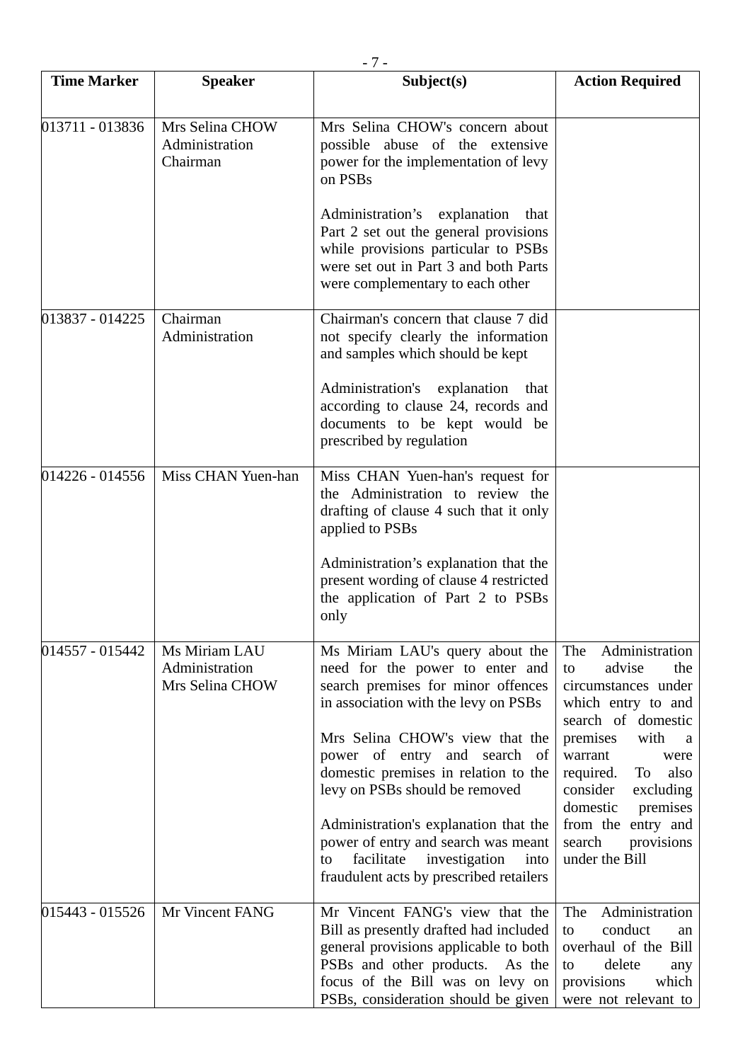| Time Marker | Speaker | Subject(s) | Action Required |
|---|---|---|---|
| 013711 - 013836 | Mrs Selina CHOW<br>Administration<br>Chairman | Mrs Selina CHOW's concern about possible abuse of the extensive power for the implementation of levy on PSBs<br><br>Administration's explanation that Part 2 set out the general provisions while provisions particular to PSBs were set out in Part 3 and both Parts were complementary to each other | |
| 013837 - 014225 | Chairman<br>Administration | Chairman's concern that clause 7 did not specify clearly the information and samples which should be kept<br><br>Administration's explanation that according to clause 24, records and documents to be kept would be prescribed by regulation | |
| 014226 - 014556 | Miss CHAN Yuen-han | Miss CHAN Yuen-han's request for the Administration to review the drafting of clause 4 such that it only applied to PSBs<br><br>Administration's explanation that the present wording of clause 4 restricted the application of Part 2 to PSBs only | |
| 014557 - 015442 | Ms Miriam LAU<br>Administration<br>Mrs Selina CHOW | Ms Miriam LAU's query about the need for the power to enter and search premises for minor offences in association with the levy on PSBs<br><br>Mrs Selina CHOW's view that the power of entry and search of domestic premises in relation to the levy on PSBs should be removed<br><br>Administration's explanation that the power of entry and search was meant to facilitate investigation into fraudulent acts by prescribed retailers | The Administration to advise the circumstances under which entry to and search of domestic premises with a warrant were required. To also consider excluding domestic premises from the entry and search provisions under the Bill |
| 015443 - 015526 | Mr Vincent FANG | Mr Vincent FANG's view that the Bill as presently drafted had included general provisions applicable to both PSBs and other products. As the focus of the Bill was on levy on PSBs, consideration should be given | The Administration to conduct an overhaul of the Bill to delete any provisions which were not relevant to |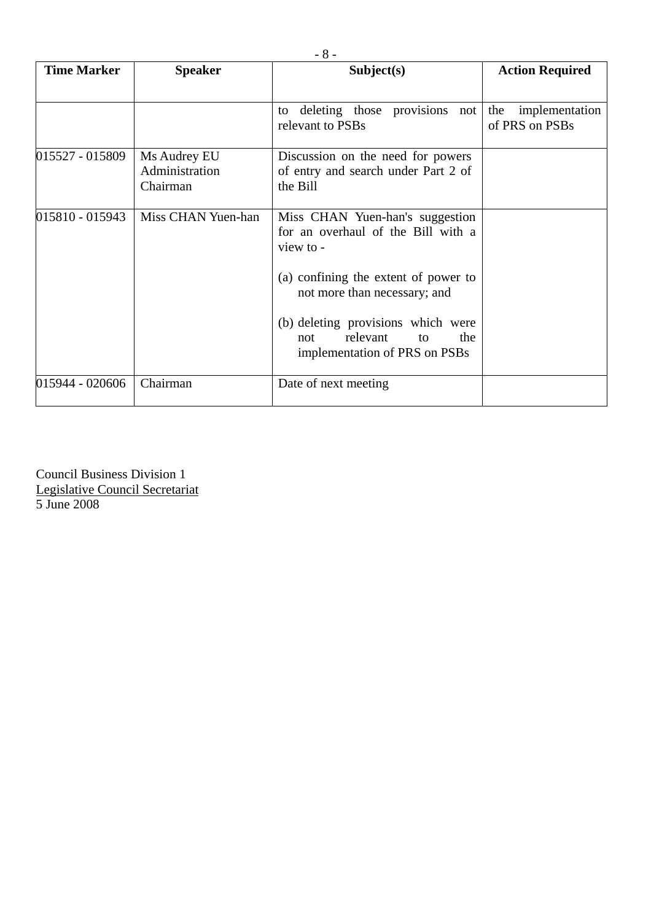| Time Marker | Speaker | Subject(s) | Action Required |
|---|---|---|---|
| | | to deleting those provisions not relevant to PSBs | the implementation of PRS on PSBs |
| 015527 - 015809 | Ms Audrey EU<br>Administration<br>Chairman | Discussion on the need for powers of entry and search under Part 2 of the Bill | |
| 015810 - 015943 | Miss CHAN Yuen-han | Miss CHAN Yuen-han's suggestion for an overhaul of the Bill with a view to -<br><br>(a) confining the extent of power to not more than necessary; and<br><br>(b) deleting provisions which were not relevant to the implementation of PRS on PSBs | |
| 015944 - 020606 | Chairman | Date of next meeting | |

Council Business Division 1
Legislative Council Secretariat
5 June 2008